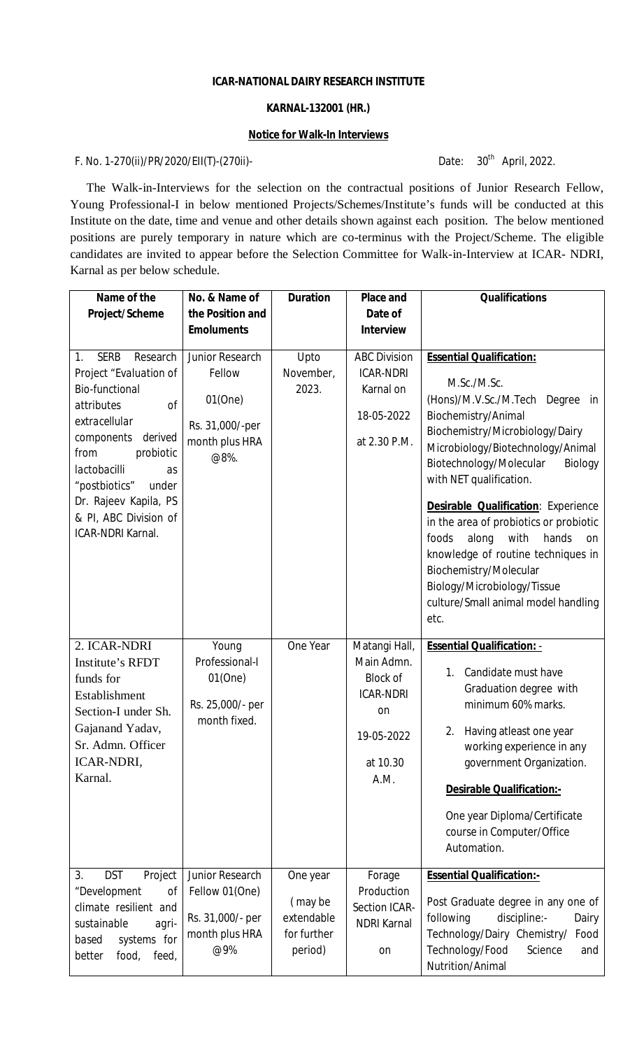**ICAR-NATIONAL DAIRY RESEARCH INSTITUTE**

**KARNAL-132001 (HR.)**

**Notice for Walk-In Interviews**

F. No. 1-270(ii)/PR/2020/EII(T)-(270ii)- Date: 30th April, 2022.

The Walk-in-Interviews for the selection on the contractual positions of Junior Research Fellow, Young Professional-I in below mentioned Projects/Schemes/Institute's funds will be conducted at this Institute on the date, time and venue and other details shown against each position. The below mentioned positions are purely temporary in nature which are co-terminus with the Project/Scheme. The eligible candidates are invited to appear before the Selection Committee for Walk-in-Interview at ICAR- NDRI, Karnal as per below schedule.

| Name of the Project/Scheme | No. & Name of the Position and Emoluments | Duration | Place and Date of Interview | Qualifications |
|---|---|---|---|---|
| 1. SERB Research Project "Evaluation of Bio-functional attributes of extracellular components derived from probiotic lactobacilli as "postbiotics" under Dr. Rajeev Kapila, PS & PI, ABC Division of ICAR-NDRI Karnal. | Junior Research Fellow<br><br>01(One)<br><br>Rs. 31,000/-per month plus HRA @8%. | Upto November, 2023. | ABC Division ICAR-NDRI Karnal on<br><br>18-05-2022<br><br>at 2.30 P.M. | **Essential Qualification:**<br><br>M.Sc./M.Sc. (Hons)/M.V.Sc./M.Tech Degree in Biochemistry/Animal Biochemistry/Microbiology/Dairy Microbiology/Biotechnology/Animal Biotechnology/Molecular Biology with NET qualification.<br><br>**Desirable Qualification**: Experience in the area of probiotics or probiotic foods along with hands on knowledge of routine techniques in Biochemistry/Molecular Biology/Microbiology/Tissue culture/Small animal model handling etc. |
| 2. ICAR-NDRI Institute's RFDT funds for Establishment Section-I under Sh. Gajanand Yadav, Sr. Admn. Officer ICAR-NDRI, Karnal. | Young Professional-I<br><br>01(One)<br><br>Rs. 25,000/- per month fixed. | One Year | Matangi Hall, Main Admn. Block of ICAR-NDRI on<br><br>19-05-2022<br><br>at 10.30 A.M. | **Essential Qualification: -**<br><br>1. Candidate must have Graduation degree with minimum 60% marks.<br><br>2. Having atleast one year working experience in any government Organization.<br><br>**Desirable Qualification:-**<br><br>One year Diploma/Certificate course in Computer/Office Automation. |
| 3. DST Project "Development of climate resilient and sustainable agri-based systems for better food, feed, | Junior Research Fellow 01(One)<br><br>Rs. 31,000/- per month plus HRA @9% | One year<br><br>(may be extendable for further period) | Forage Production Section ICAR-NDRI Karnal<br><br>on | **Essential Qualification:-**<br><br>Post Graduate degree in any one of following discipline:- Dairy Technology/Dairy Chemistry/ Food Technology/Food Science and Nutrition/Animal |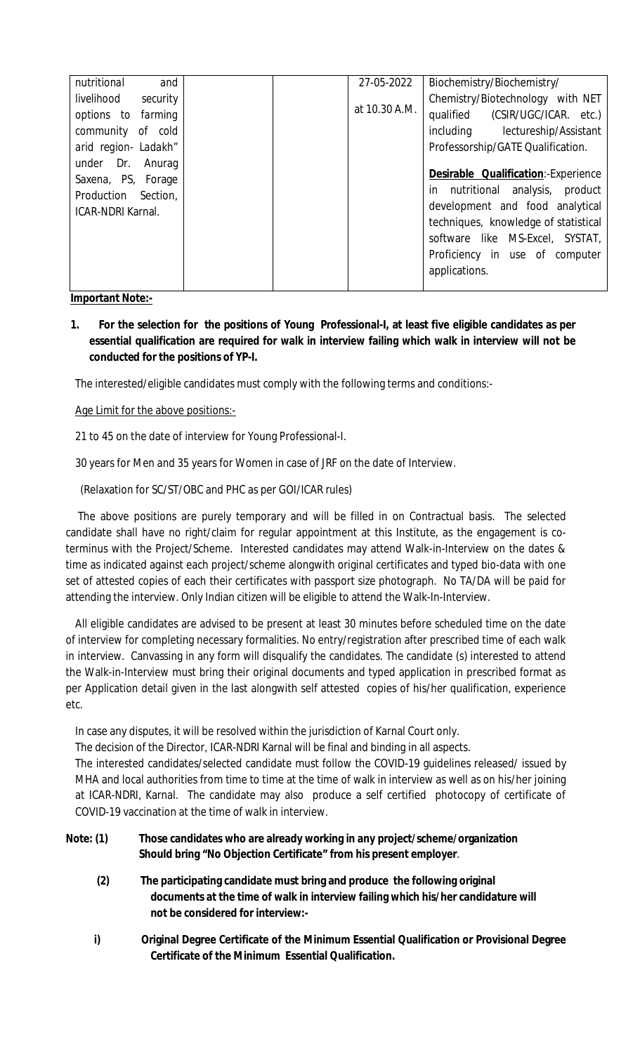| | | | | |
|---|---|---|---|---|
| nutritional and livelihood security options to farming community of cold arid region- Ladakh" under Dr. Anurag Saxena, PS, Forage Production Section, ICAR-NDRI Karnal. | | | 27-05-2022 at 10.30 A.M. | Biochemistry/Biochemistry/ Chemistry/Biotechnology with NET qualified (CSIR/UGC/ICAR. etc.) including lectureship/Assistant Professorship/GATE Qualification.<br><br>**Desirable Qualification**:-Experience in nutritional analysis, product development and food analytical techniques, knowledge of statistical software like MS-Excel, SYSTAT, Proficiency in use of computer applications. |

**Important Note:-**

1. **For the selection for the positions of Young Professional-I, at least five eligible candidates as per essential qualification are required for walk in interview failing which walk in interview will not be conducted for the positions of YP-I.**

The interested/eligible candidates must comply with the following terms and conditions:-

Age Limit for the above positions:-

21 to 45 on the date of interview for Young Professional-I.

30 years for Men and 35 years for Women in case of JRF on the date of Interview.

(Relaxation for SC/ST/OBC and PHC as per GOI/ICAR rules)

The above positions are purely temporary and will be filled in on Contractual basis. The selected candidate shall have no right/claim for regular appointment at this Institute, as the engagement is co-terminus with the Project/Scheme. Interested candidates may attend Walk-in-Interview on the dates & time as indicated against each project/scheme alongwith original certificates and typed bio-data with one set of attested copies of each their certificates with passport size photograph. No TA/DA will be paid for attending the interview. Only Indian citizen will be eligible to attend the Walk-In-Interview.

All eligible candidates are advised to be present at least 30 minutes before scheduled time on the date of interview for completing necessary formalities. No entry/registration after prescribed time of each walk in interview. Canvassing in any form will disqualify the candidates. The candidate (s) interested to attend the Walk-in-Interview must bring their original documents and typed application in prescribed format as per Application detail given in the last alongwith self attested copies of his/her qualification, experience etc.

In case any disputes, it will be resolved within the jurisdiction of Karnal Court only.

The decision of the Director, ICAR-NDRI Karnal will be final and binding in all aspects.

The interested candidates/selected candidate must follow the COVID-19 guidelines released/ issued by MHA and local authorities from time to time at the time of walk in interview as well as on his/her joining at ICAR-NDRI, Karnal. The candidate may also produce a self certified photocopy of certificate of COVID-19 vaccination at the time of walk in interview.

**Note: (1) Those candidates who are already working in any project/scheme/organization Should bring "No Objection Certificate" from his present employer**.

**(2) The participating candidate must bring and produce the following original documents at the time of walk in interview failing which his/her candidature will not be considered for interview:-**

**i) Original Degree Certificate of the Minimum Essential Qualification or Provisional Degree Certificate of the Minimum Essential Qualification.**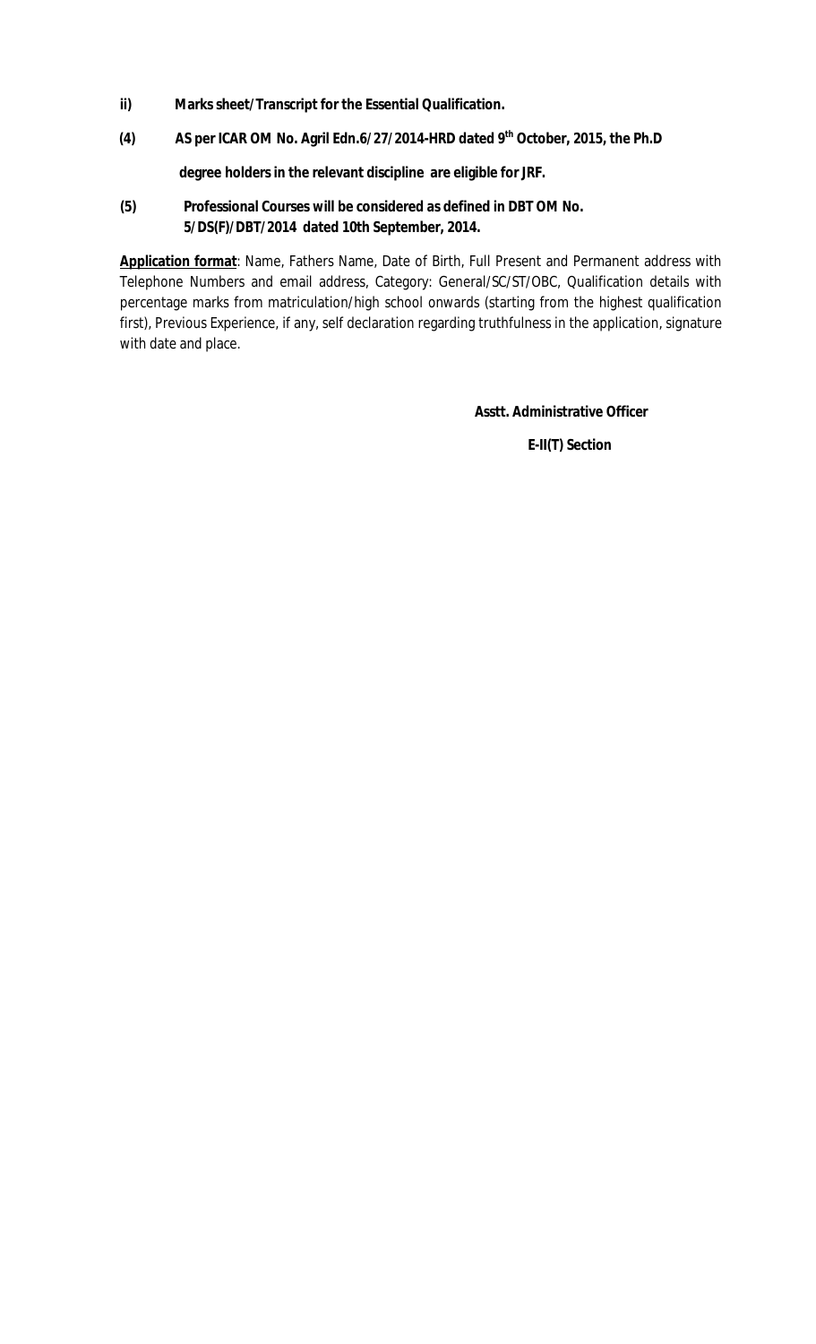**ii) Marks sheet/Transcript for the Essential Qualification.**

**(4) AS per ICAR OM No. Agril Edn.6/27/2014-HRD dated 9th October, 2015, the Ph.D degree holders in the relevant discipline are eligible for JRF.**

**(5) Professional Courses will be considered as defined in DBT OM No. 5/DS(F)/DBT/2014 dated 10th September, 2014.**

**Application format**: Name, Fathers Name, Date of Birth, Full Present and Permanent address with Telephone Numbers and email address, Category: General/SC/ST/OBC, Qualification details with percentage marks from matriculation/high school onwards (starting from the highest qualification first), Previous Experience, if any, self declaration regarding truthfulness in the application, signature with date and place.

**Asstt. Administrative Officer**

**E-II(T) Section**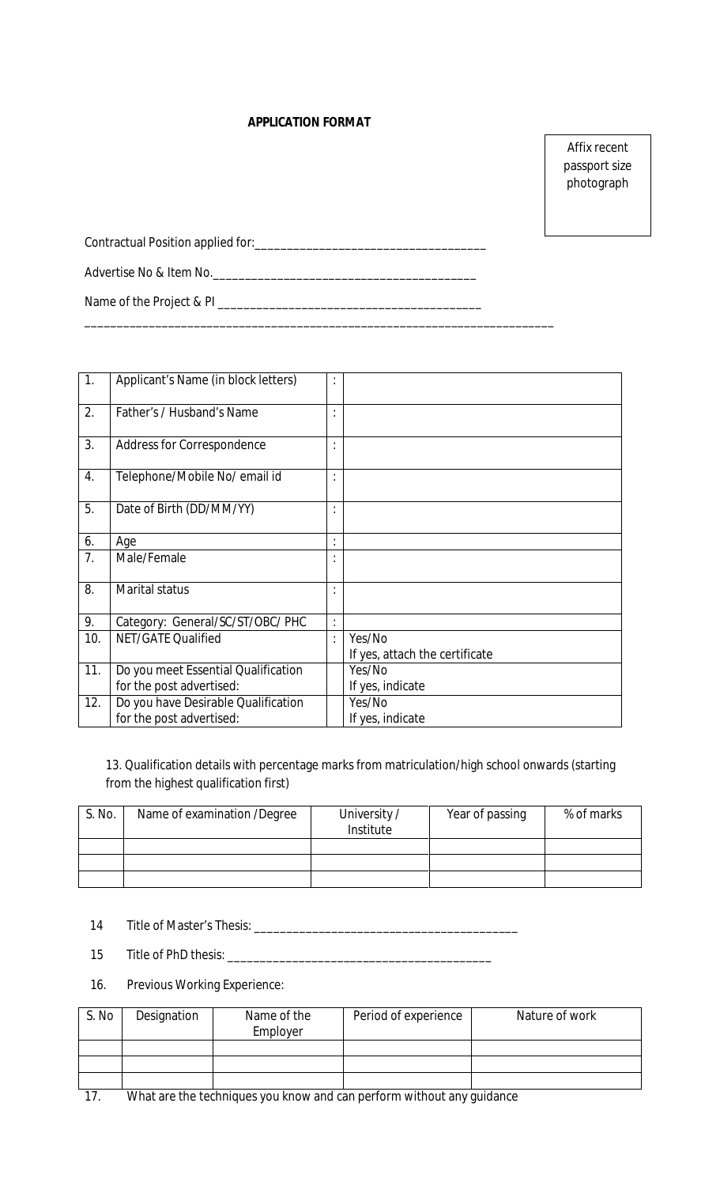**APPLICATION FORMAT**

Affix recent passport size photograph

Contractual Position applied for:____________________________________

Advertise No & Item No.__________________________________________

Name of the Project & PI _________________________________________

___________________________________________________________________________

| | | | |
|---|---|---|---|
| 1. | Applicant's Name (in block letters) | : | |
| 2. | Father's / Husband's Name | : | |
| 3. | Address for Correspondence | : | |
| 4. | Telephone/Mobile No/ email id | : | |
| 5. | Date of Birth (DD/MM/YY) | : | |
| 6. | Age | : | |
| 7. | Male/Female | : | |
| 8. | Marital status | : | |
| 9. | Category: General/SC/ST/OBC/ PHC | : | |
| 10. | NET/GATE Qualified | : | Yes/No<br>If yes, attach the certificate |
| 11. | Do you meet Essential Qualification for the post advertised: | | Yes/No<br>If yes, indicate |
| 12. | Do you have Desirable Qualification for the post advertised: | | Yes/No<br>If yes, indicate |

13. Qualification details with percentage marks from matriculation/high school onwards (starting from the highest qualification first)

| S. No. | Name of examination /Degree | University / Institute | Year of passing | % of marks |
|---|---|---|---|---|
| | | | | |
| | | | | |
| | | | | |

14 Title of Master's Thesis: ___________________________________________

15 Title of PhD thesis: ___________________________________________

16. Previous Working Experience:

| S. No | Designation | Name of the Employer | Period of experience | Nature of work |
|---|---|---|---|---|
| | | | | |
| | | | | |
| | | | | |

17. What are the techniques you know and can perform without any guidance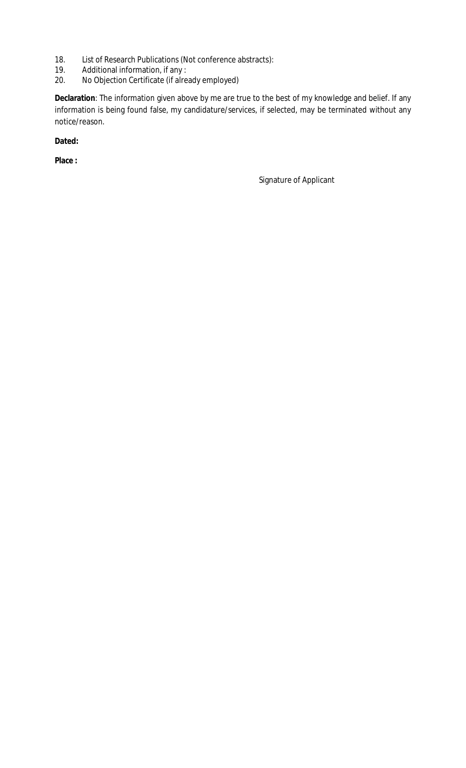18. List of Research Publications (Not conference abstracts):
19. Additional information, if any :
20. No Objection Certificate (if already employed)

**Declaration**: The information given above by me are true to the best of my knowledge and belief. If any information is being found false, my candidature/services, if selected, may be terminated without any notice/reason.

**Dated:**

**Place :**

Signature of Applicant